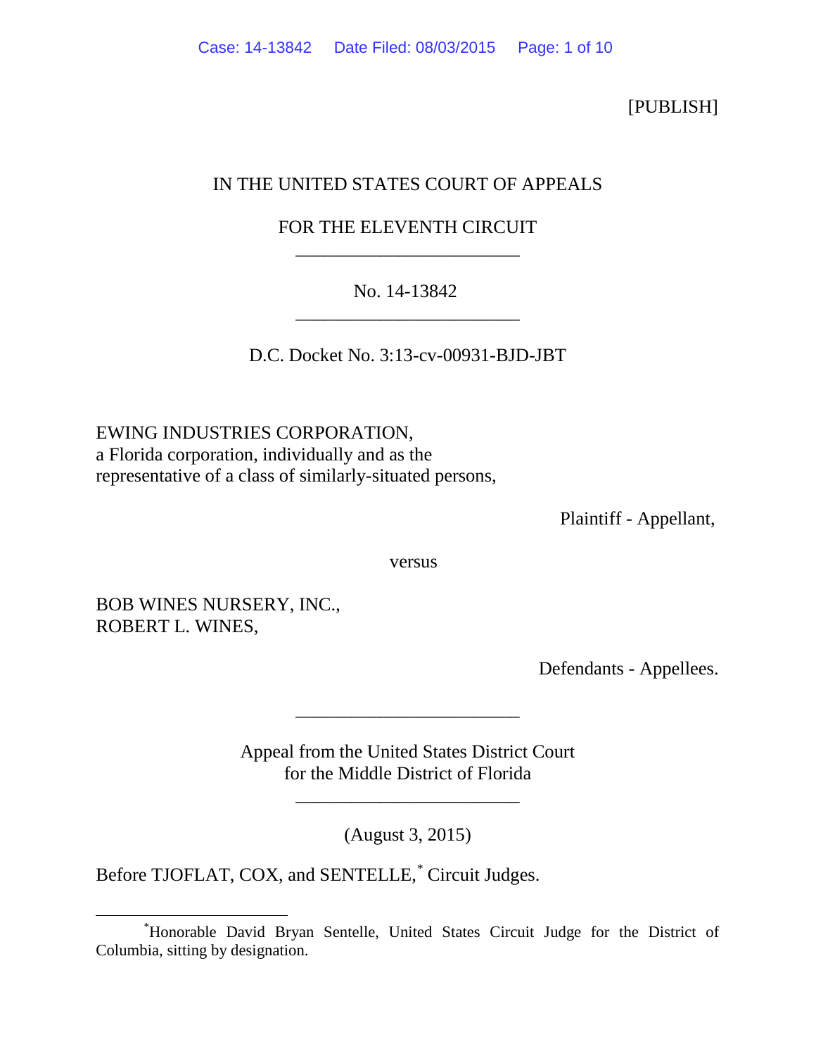[PUBLISH]

IN THE UNITED STATES COURT OF APPEALS

FOR THE ELEVENTH CIRCUIT

________________________

No. 14-13842

________________________

D.C. Docket No. 3:13-cv-00931-BJD-JBT

EWING INDUSTRIES CORPORATION,
a Florida corporation, individually and as the
representative of a class of similarly-situated persons,

Plaintiff - Appellant,

versus

BOB WINES NURSERY, INC.,
ROBERT L. WINES,

Defendants - Appellees.

________________________

Appeal from the United States District Court
for the Middle District of Florida

________________________

(August 3, 2015)

Before TJOFLAT, COX, and SENTELLE,[*] Circuit Judges.

---

[*] Honorable David Bryan Sentelle, United States Circuit Judge for the District of Columbia, sitting by designation.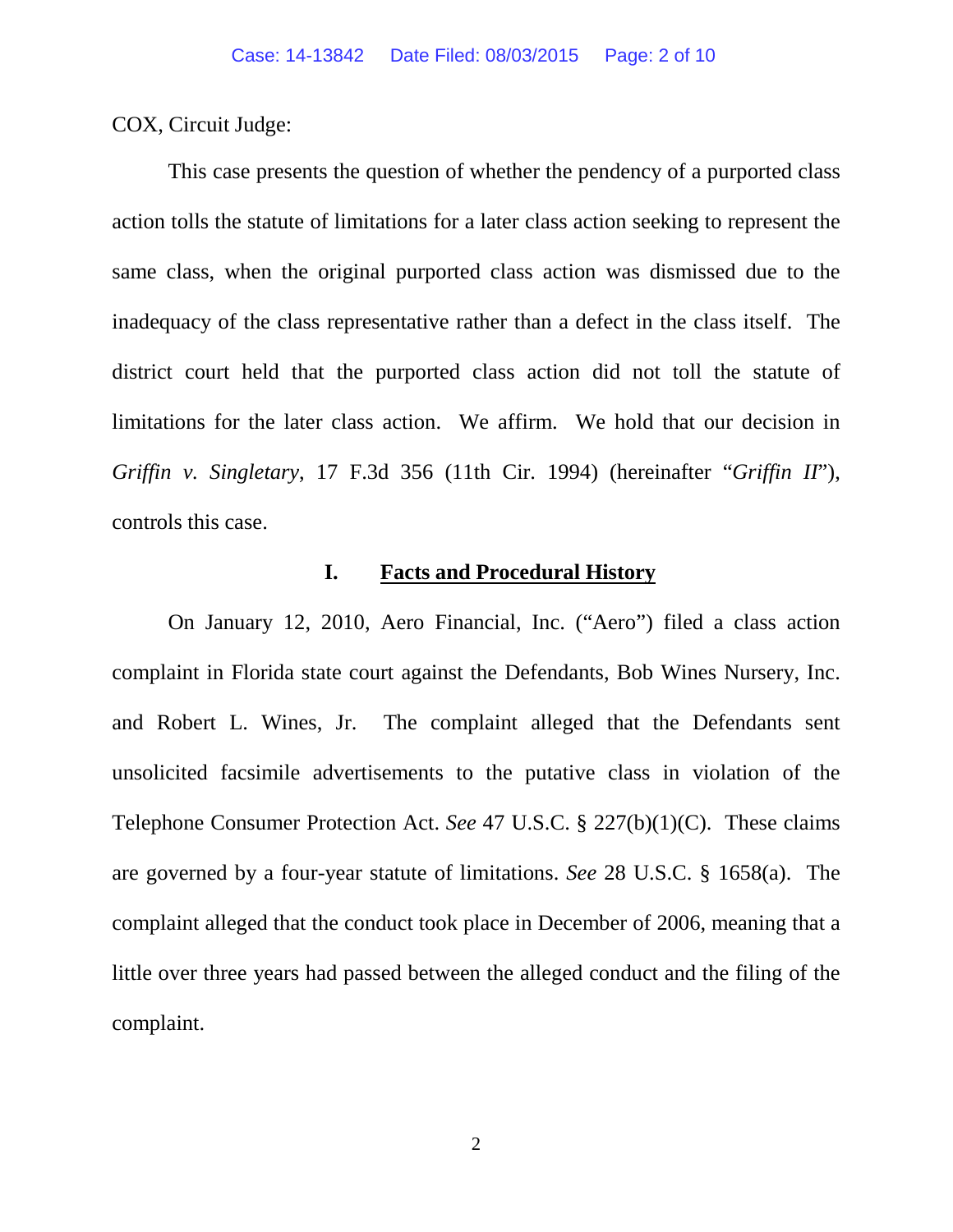COX, Circuit Judge:

This case presents the question of whether the pendency of a purported class action tolls the statute of limitations for a later class action seeking to represent the same class, when the original purported class action was dismissed due to the inadequacy of the class representative rather than a defect in the class itself. The district court held that the purported class action did not toll the statute of limitations for the later class action. We affirm. We hold that our decision in *Griffin v. Singletary*, 17 F.3d 356 (11th Cir. 1994) (hereinafter "*Griffin II*"), controls this case.

## I. <u>Facts and Procedural History</u>

On January 12, 2010, Aero Financial, Inc. ("Aero") filed a class action complaint in Florida state court against the Defendants, Bob Wines Nursery, Inc. and Robert L. Wines, Jr. The complaint alleged that the Defendants sent unsolicited facsimile advertisements to the putative class in violation of the Telephone Consumer Protection Act. *See* 47 U.S.C. § 227(b)(1)(C). These claims are governed by a four-year statute of limitations. *See* 28 U.S.C. § 1658(a). The complaint alleged that the conduct took place in December of 2006, meaning that a little over three years had passed between the alleged conduct and the filing of the complaint.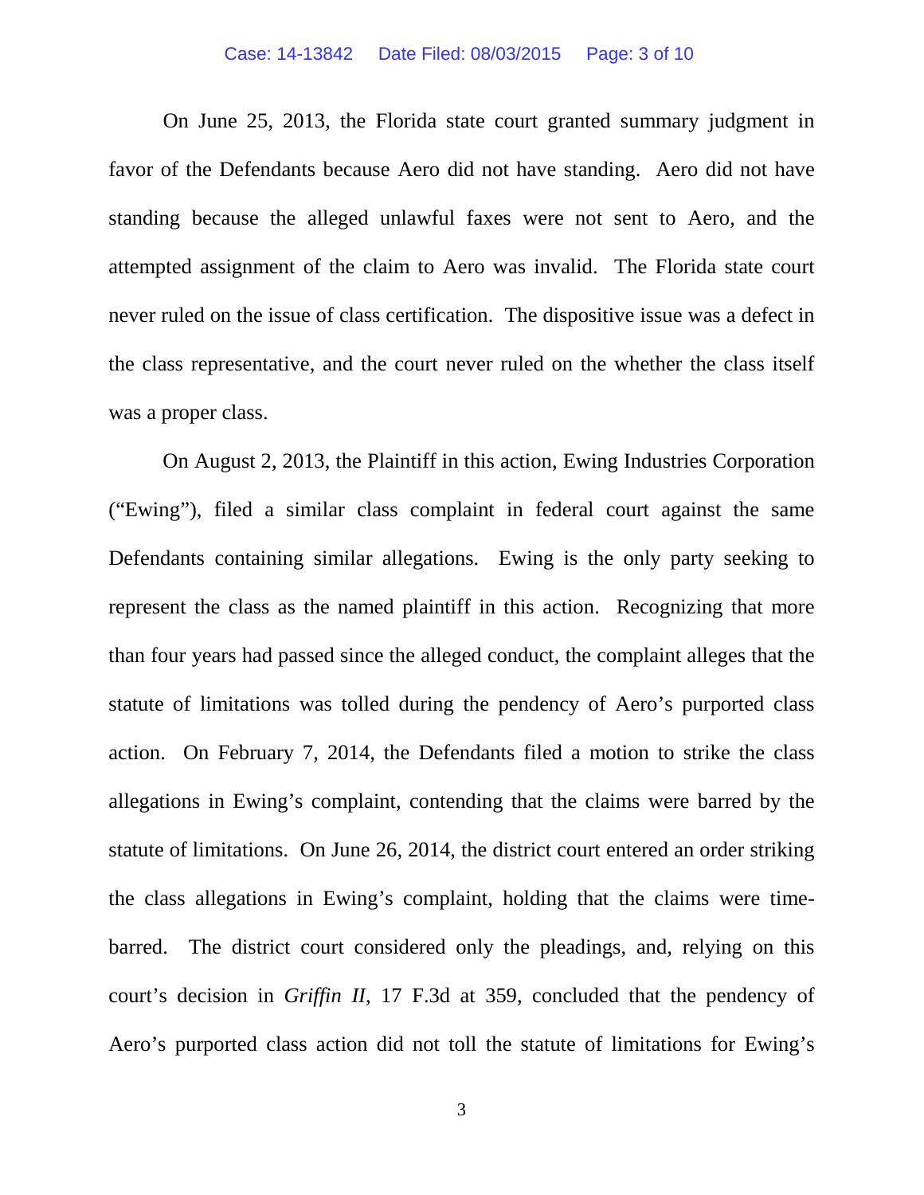On June 25, 2013, the Florida state court granted summary judgment in favor of the Defendants because Aero did not have standing. Aero did not have standing because the alleged unlawful faxes were not sent to Aero, and the attempted assignment of the claim to Aero was invalid. The Florida state court never ruled on the issue of class certification. The dispositive issue was a defect in the class representative, and the court never ruled on the whether the class itself was a proper class.

On August 2, 2013, the Plaintiff in this action, Ewing Industries Corporation ("Ewing"), filed a similar class complaint in federal court against the same Defendants containing similar allegations. Ewing is the only party seeking to represent the class as the named plaintiff in this action. Recognizing that more than four years had passed since the alleged conduct, the complaint alleges that the statute of limitations was tolled during the pendency of Aero's purported class action. On February 7, 2014, the Defendants filed a motion to strike the class allegations in Ewing's complaint, contending that the claims were barred by the statute of limitations. On June 26, 2014, the district court entered an order striking the class allegations in Ewing's complaint, holding that the claims were time-barred. The district court considered only the pleadings, and, relying on this court's decision in *Griffin II*, 17 F.3d at 359, concluded that the pendency of Aero's purported class action did not toll the statute of limitations for Ewing's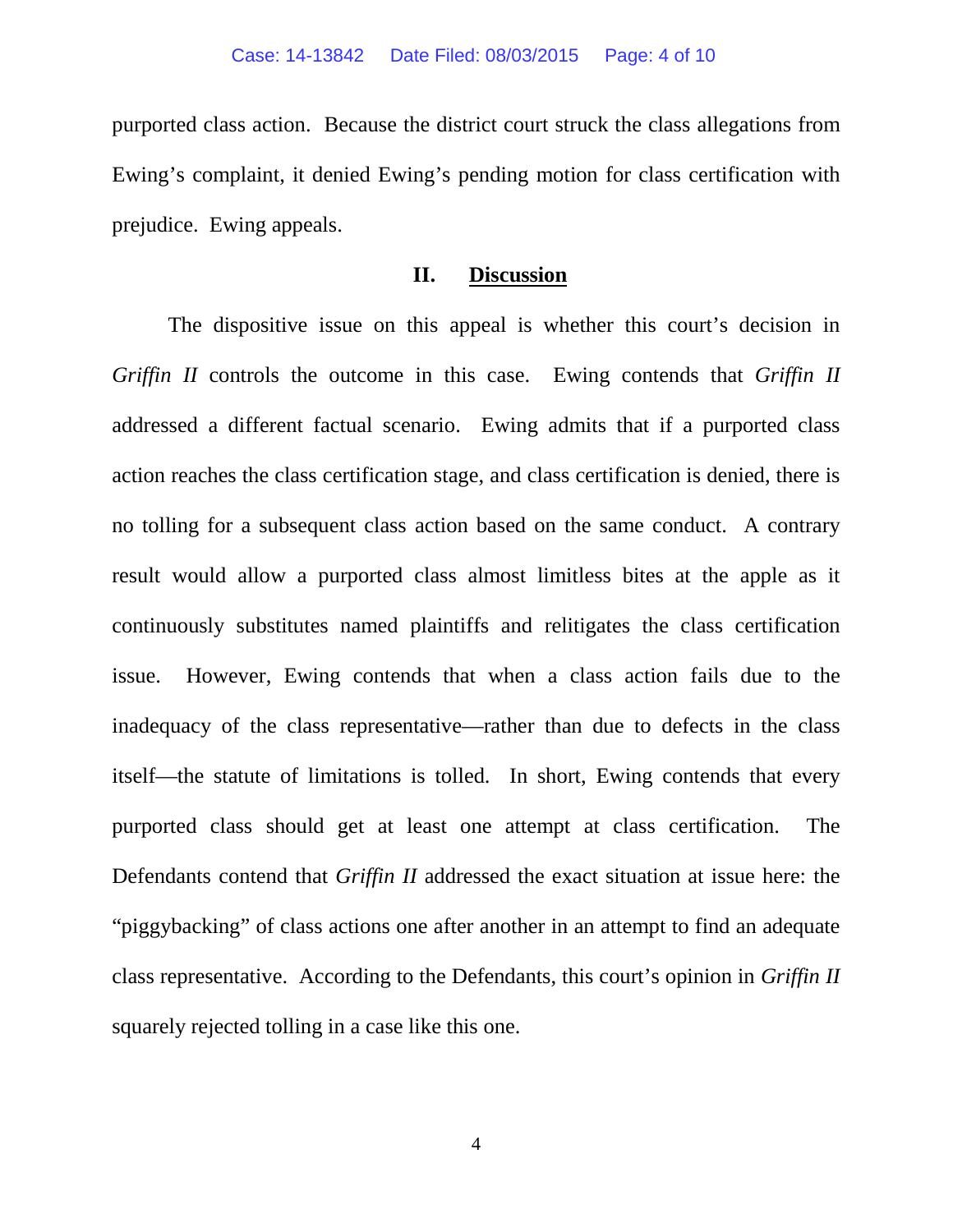purported class action. Because the district court struck the class allegations from Ewing's complaint, it denied Ewing's pending motion for class certification with prejudice. Ewing appeals.

## II. Discussion

The dispositive issue on this appeal is whether this court's decision in *Griffin II* controls the outcome in this case. Ewing contends that *Griffin II* addressed a different factual scenario. Ewing admits that if a purported class action reaches the class certification stage, and class certification is denied, there is no tolling for a subsequent class action based on the same conduct. A contrary result would allow a purported class almost limitless bites at the apple as it continuously substitutes named plaintiffs and relitigates the class certification issue. However, Ewing contends that when a class action fails due to the inadequacy of the class representative—rather than due to defects in the class itself—the statute of limitations is tolled. In short, Ewing contends that every purported class should get at least one attempt at class certification. The Defendants contend that *Griffin II* addressed the exact situation at issue here: the "piggybacking" of class actions one after another in an attempt to find an adequate class representative. According to the Defendants, this court's opinion in *Griffin II* squarely rejected tolling in a case like this one.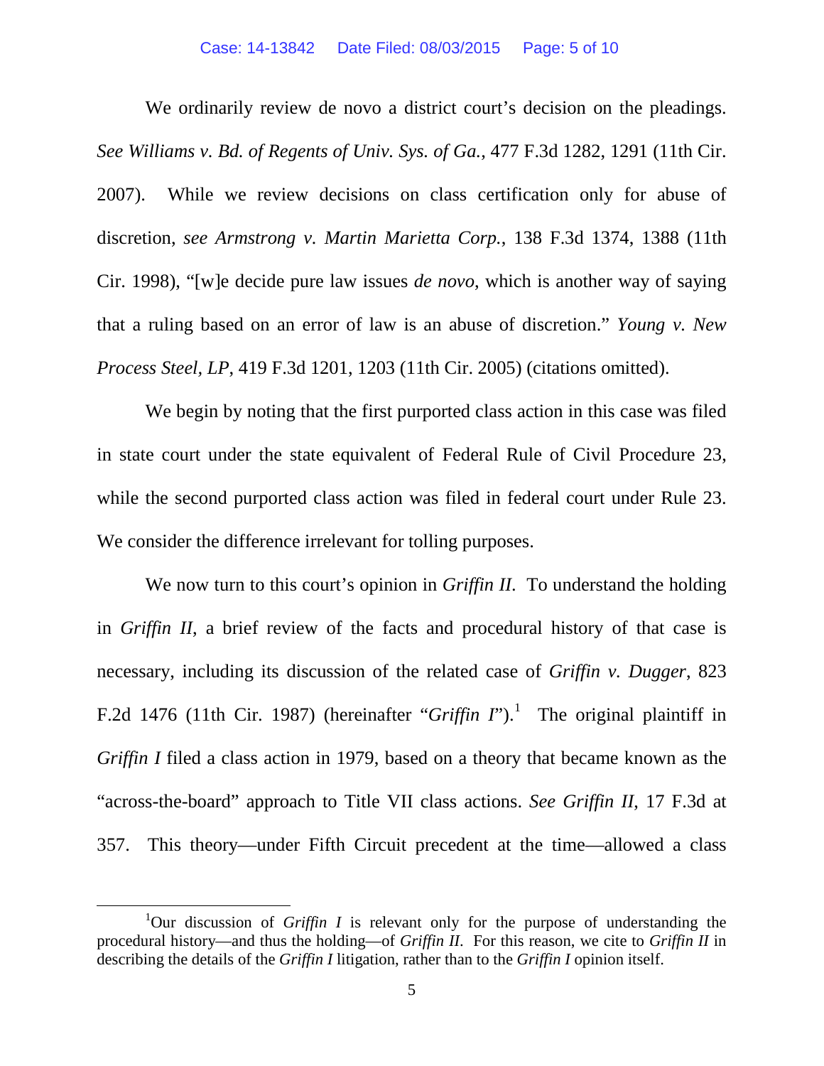We ordinarily review de novo a district court's decision on the pleadings. *See Williams v. Bd. of Regents of Univ. Sys. of Ga.*, 477 F.3d 1282, 1291 (11th Cir. 2007). While we review decisions on class certification only for abuse of discretion, *see Armstrong v. Martin Marietta Corp.*, 138 F.3d 1374, 1388 (11th Cir. 1998), "[w]e decide pure law issues *de novo*, which is another way of saying that a ruling based on an error of law is an abuse of discretion." *Young v. New Process Steel, LP*, 419 F.3d 1201, 1203 (11th Cir. 2005) (citations omitted).

We begin by noting that the first purported class action in this case was filed in state court under the state equivalent of Federal Rule of Civil Procedure 23, while the second purported class action was filed in federal court under Rule 23. We consider the difference irrelevant for tolling purposes.

We now turn to this court's opinion in *Griffin II*. To understand the holding in *Griffin II*, a brief review of the facts and procedural history of that case is necessary, including its discussion of the related case of *Griffin v. Dugger*, 823 F.2d 1476 (11th Cir. 1987) (hereinafter "*Griffin I*").[1] The original plaintiff in *Griffin I* filed a class action in 1979, based on a theory that became known as the "across-the-board" approach to Title VII class actions. *See Griffin II*, 17 F.3d at 357. This theory—under Fifth Circuit precedent at the time—allowed a class

[1]Our discussion of *Griffin I* is relevant only for the purpose of understanding the procedural history—and thus the holding—of *Griffin II*. For this reason, we cite to *Griffin II* in describing the details of the *Griffin I* litigation, rather than to the *Griffin I* opinion itself.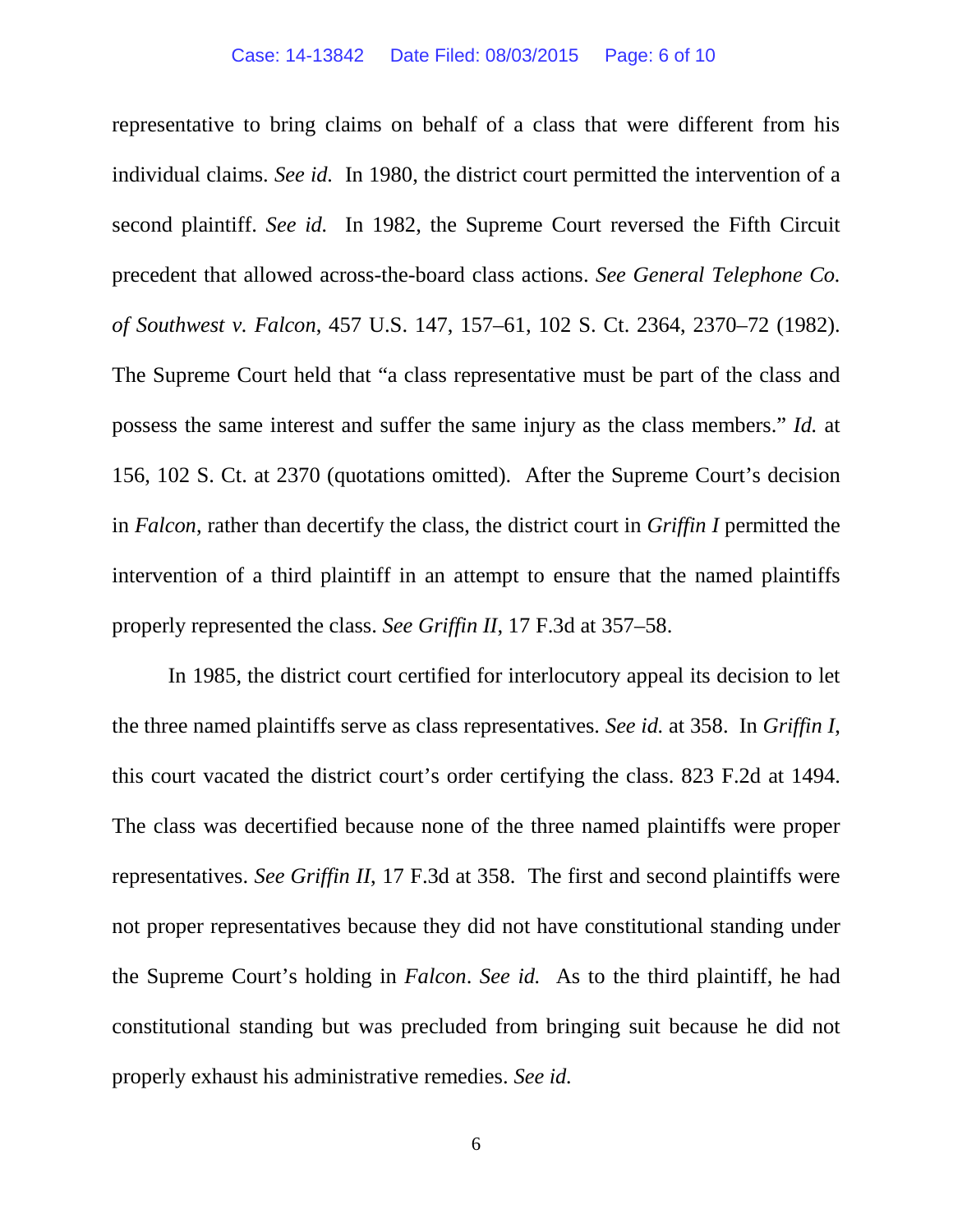representative to bring claims on behalf of a class that were different from his individual claims. *See id.* In 1980, the district court permitted the intervention of a second plaintiff. *See id.* In 1982, the Supreme Court reversed the Fifth Circuit precedent that allowed across-the-board class actions. *See General Telephone Co. of Southwest v. Falcon*, 457 U.S. 147, 157–61, 102 S. Ct. 2364, 2370–72 (1982). The Supreme Court held that "a class representative must be part of the class and possess the same interest and suffer the same injury as the class members." *Id.* at 156, 102 S. Ct. at 2370 (quotations omitted). After the Supreme Court's decision in *Falcon*, rather than decertify the class, the district court in *Griffin I* permitted the intervention of a third plaintiff in an attempt to ensure that the named plaintiffs properly represented the class. *See Griffin II*, 17 F.3d at 357–58.

In 1985, the district court certified for interlocutory appeal its decision to let the three named plaintiffs serve as class representatives. *See id.* at 358. In *Griffin I*, this court vacated the district court's order certifying the class. 823 F.2d at 1494. The class was decertified because none of the three named plaintiffs were proper representatives. *See Griffin II*, 17 F.3d at 358. The first and second plaintiffs were not proper representatives because they did not have constitutional standing under the Supreme Court's holding in *Falcon*. *See id.* As to the third plaintiff, he had constitutional standing but was precluded from bringing suit because he did not properly exhaust his administrative remedies. *See id.*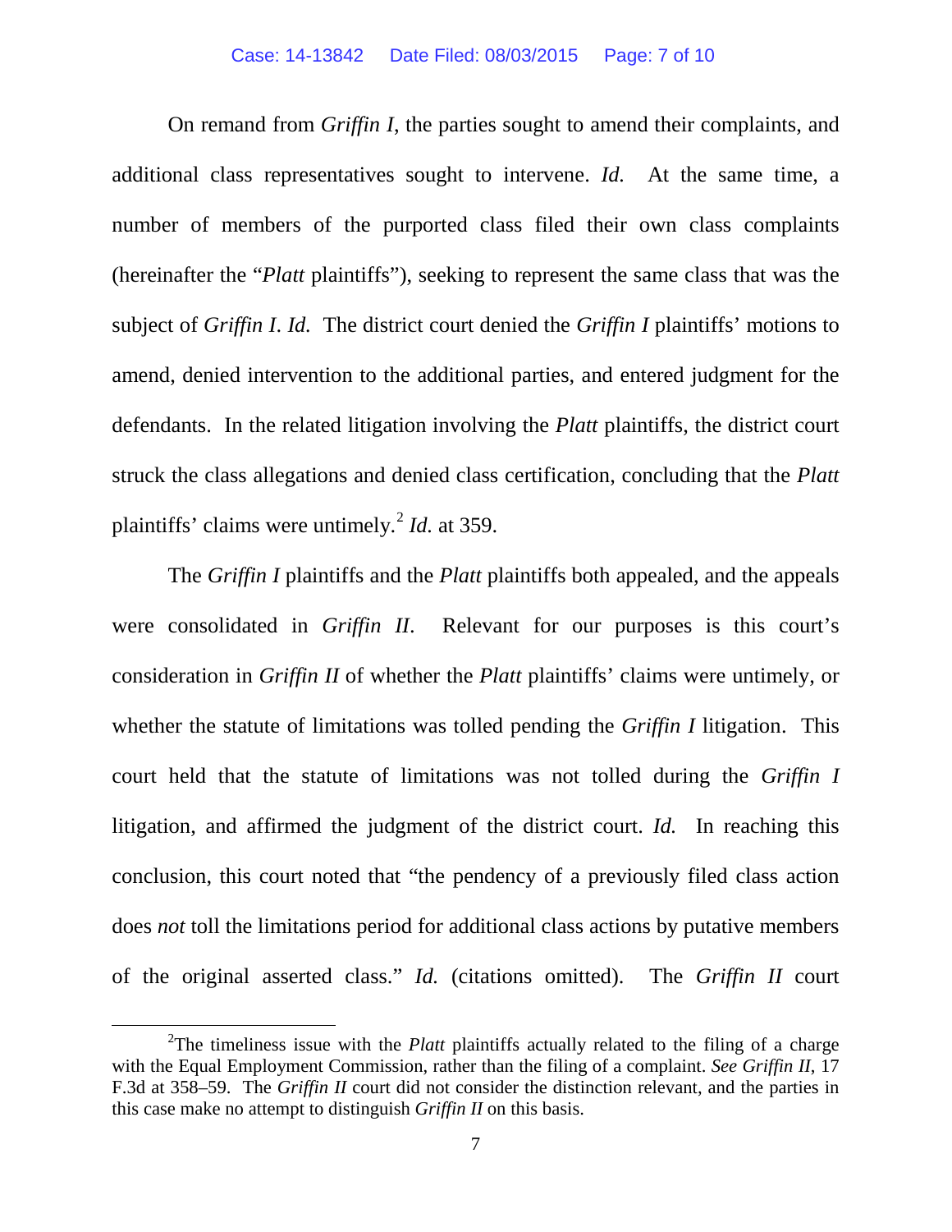On remand from *Griffin I*, the parties sought to amend their complaints, and additional class representatives sought to intervene. *Id.* At the same time, a number of members of the purported class filed their own class complaints (hereinafter the "*Platt* plaintiffs"), seeking to represent the same class that was the subject of *Griffin I*. *Id.* The district court denied the *Griffin I* plaintiffs' motions to amend, denied intervention to the additional parties, and entered judgment for the defendants. In the related litigation involving the *Platt* plaintiffs, the district court struck the class allegations and denied class certification, concluding that the *Platt* plaintiffs' claims were untimely.[2] *Id.* at 359.

The *Griffin I* plaintiffs and the *Platt* plaintiffs both appealed, and the appeals were consolidated in *Griffin II*. Relevant for our purposes is this court's consideration in *Griffin II* of whether the *Platt* plaintiffs' claims were untimely, or whether the statute of limitations was tolled pending the *Griffin I* litigation. This court held that the statute of limitations was not tolled during the *Griffin I* litigation, and affirmed the judgment of the district court. *Id.* In reaching this conclusion, this court noted that "the pendency of a previously filed class action does *not* toll the limitations period for additional class actions by putative members of the original asserted class." *Id.* (citations omitted). The *Griffin II* court

---

[2]The timeliness issue with the *Platt* plaintiffs actually related to the filing of a charge with the Equal Employment Commission, rather than the filing of a complaint. *See Griffin II*, 17 F.3d at 358–59. The *Griffin II* court did not consider the distinction relevant, and the parties in this case make no attempt to distinguish *Griffin II* on this basis.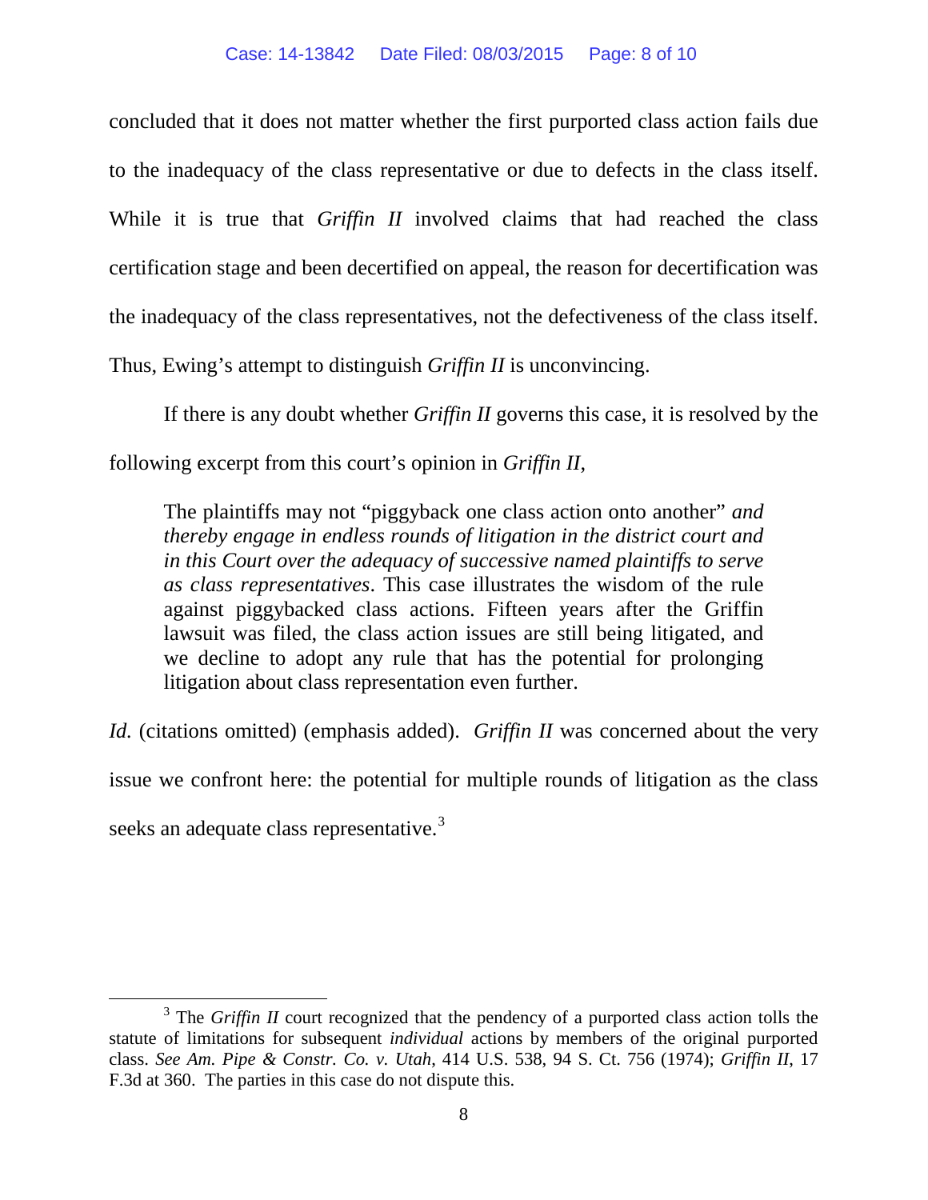concluded that it does not matter whether the first purported class action fails due to the inadequacy of the class representative or due to defects in the class itself. While it is true that *Griffin II* involved claims that had reached the class certification stage and been decertified on appeal, the reason for decertification was the inadequacy of the class representatives, not the defectiveness of the class itself. Thus, Ewing's attempt to distinguish *Griffin II* is unconvincing.

If there is any doubt whether *Griffin II* governs this case, it is resolved by the following excerpt from this court's opinion in *Griffin II*,

> The plaintiffs may not "piggyback one class action onto another" *and thereby engage in endless rounds of litigation in the district court and in this Court over the adequacy of successive named plaintiffs to serve as class representatives*. This case illustrates the wisdom of the rule against piggybacked class actions. Fifteen years after the Griffin lawsuit was filed, the class action issues are still being litigated, and we decline to adopt any rule that has the potential for prolonging litigation about class representation even further.

*Id.* (citations omitted) (emphasis added). *Griffin II* was concerned about the very issue we confront here: the potential for multiple rounds of litigation as the class seeks an adequate class representative.[3]

---

[3] The *Griffin II* court recognized that the pendency of a purported class action tolls the statute of limitations for subsequent *individual* actions by members of the original purported class. *See Am. Pipe & Constr. Co. v. Utah*, 414 U.S. 538, 94 S. Ct. 756 (1974); *Griffin II*, 17 F.3d at 360. The parties in this case do not dispute this.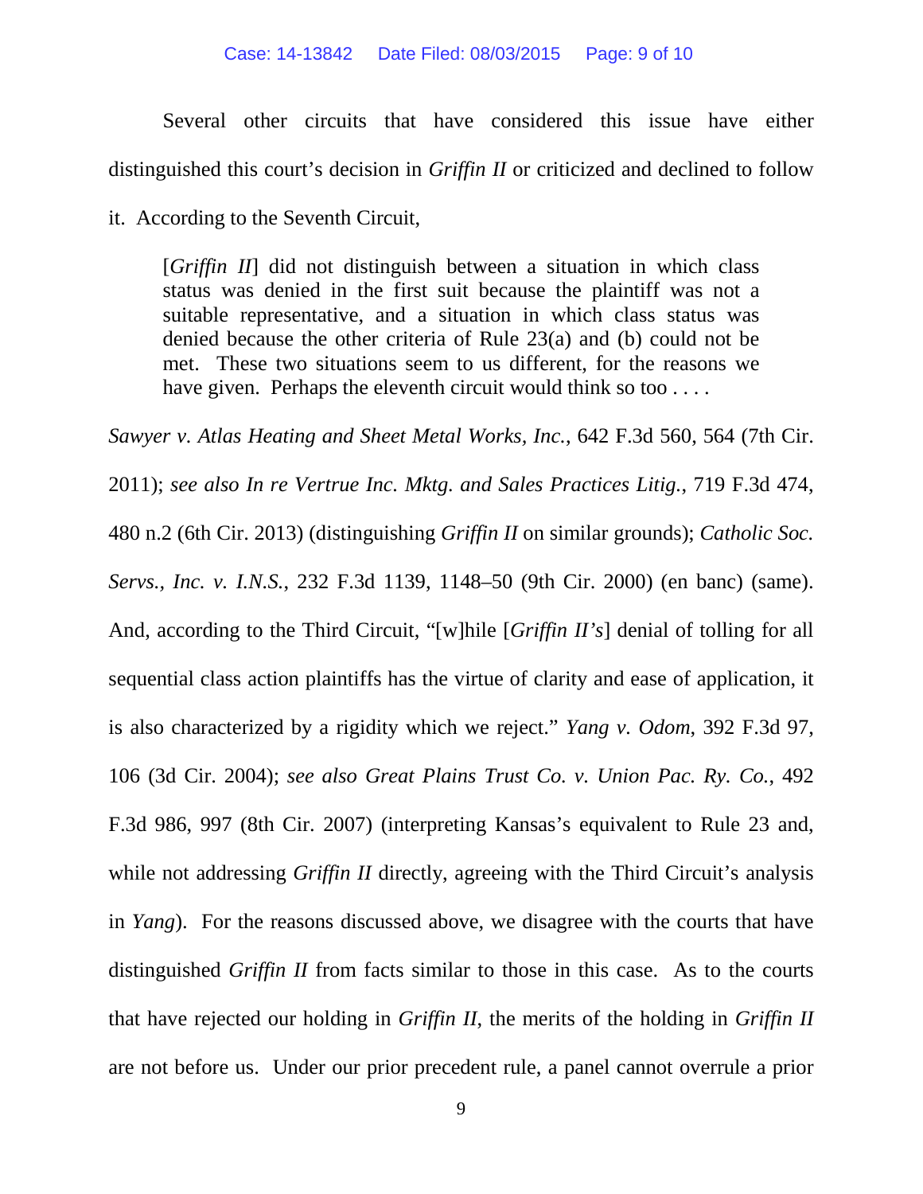Several other circuits that have considered this issue have either distinguished this court's decision in *Griffin II* or criticized and declined to follow it. According to the Seventh Circuit,

> [*Griffin II*] did not distinguish between a situation in which class status was denied in the first suit because the plaintiff was not a suitable representative, and a situation in which class status was denied because the other criteria of Rule 23(a) and (b) could not be met. These two situations seem to us different, for the reasons we have given. Perhaps the eleventh circuit would think so too . . . .

*Sawyer v. Atlas Heating and Sheet Metal Works, Inc.*, 642 F.3d 560, 564 (7th Cir. 2011); *see also In re Vertrue Inc. Mktg. and Sales Practices Litig.*, 719 F.3d 474, 480 n.2 (6th Cir. 2013) (distinguishing *Griffin II* on similar grounds); *Catholic Soc. Servs., Inc. v. I.N.S.*, 232 F.3d 1139, 1148–50 (9th Cir. 2000) (en banc) (same). And, according to the Third Circuit, "[w]hile [*Griffin II's*] denial of tolling for all sequential class action plaintiffs has the virtue of clarity and ease of application, it is also characterized by a rigidity which we reject." *Yang v. Odom*, 392 F.3d 97, 106 (3d Cir. 2004); *see also Great Plains Trust Co. v. Union Pac. Ry. Co.*, 492 F.3d 986, 997 (8th Cir. 2007) (interpreting Kansas's equivalent to Rule 23 and, while not addressing *Griffin II* directly, agreeing with the Third Circuit's analysis in *Yang*). For the reasons discussed above, we disagree with the courts that have distinguished *Griffin II* from facts similar to those in this case. As to the courts that have rejected our holding in *Griffin II*, the merits of the holding in *Griffin II* are not before us. Under our prior precedent rule, a panel cannot overrule a prior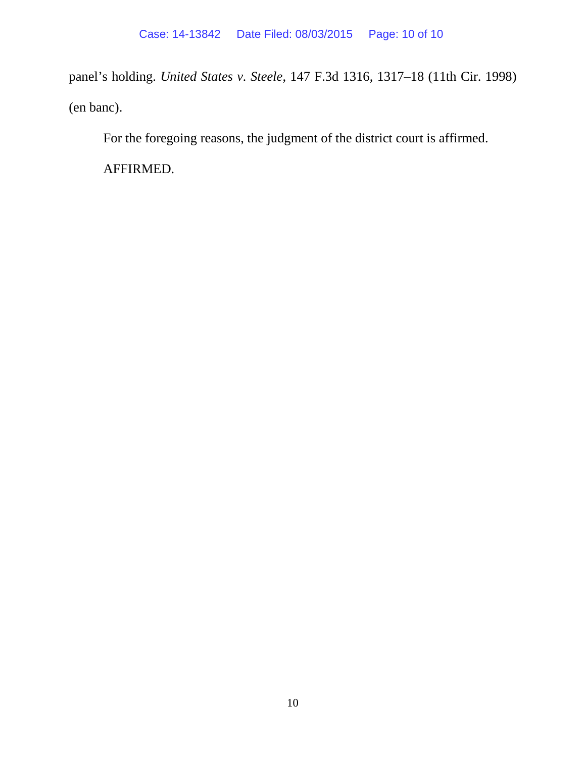panel's holding. *United States v. Steele*, 147 F.3d 1316, 1317–18 (11th Cir. 1998) (en banc).

For the foregoing reasons, the judgment of the district court is affirmed.

AFFIRMED.